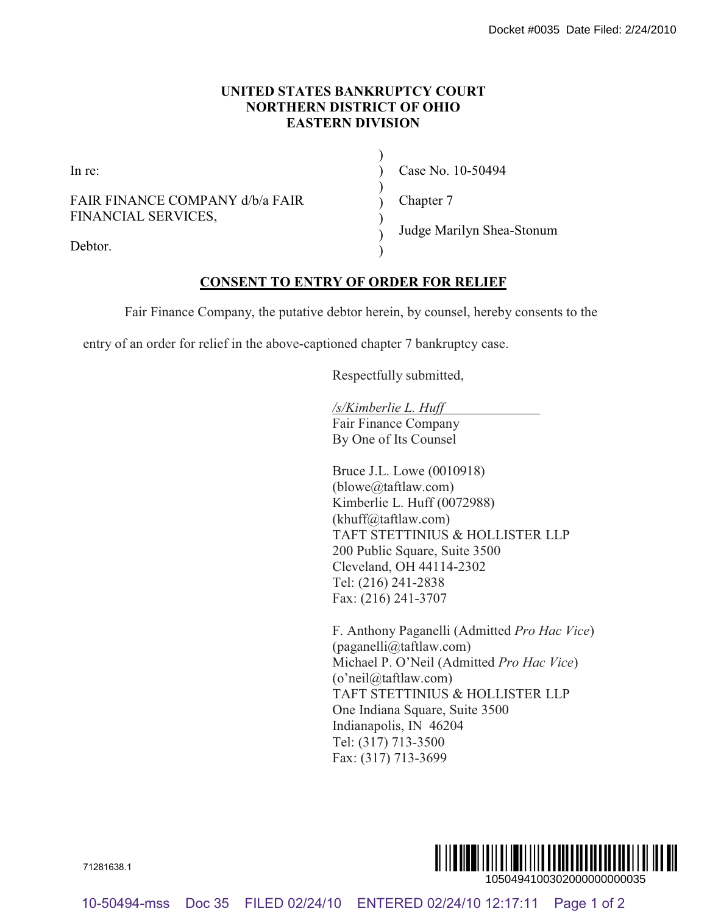# UNITED STATES BANKRUPTCY COURT
# NORTHERN DISTRICT OF OHIO
# EASTERN DIVISION

| | | |
|---|---|---|
| In re: | ) | Case No. 10-50494 |
| FAIR FINANCE COMPANY d/b/a FAIR FINANCIAL SERVICES, | ) | Chapter 7 |
| Debtor. | ) | Judge Marilyn Shea-Stonum |

## CONSENT TO ENTRY OF ORDER FOR RELIEF

Fair Finance Company, the putative debtor herein, by counsel, hereby consents to the entry of an order for relief in the above-captioned chapter 7 bankruptcy case.

Respectfully submitted,

*/s/Kimberlie L. Huff*
Fair Finance Company
By One of Its Counsel

Bruce J.L. Lowe (0010918)
(blowe@taftlaw.com)
Kimberlie L. Huff (0072988)
(khuff@taftlaw.com)
TAFT STETTINIUS & HOLLISTER LLP
200 Public Square, Suite 3500
Cleveland, OH 44114-2302
Tel: (216) 241-2838
Fax: (216) 241-3707

F. Anthony Paganelli (Admitted *Pro Hac Vice*)
(paganelli@taftlaw.com)
Michael P. O'Neil (Admitted *Pro Hac Vice*)
(o'neil@taftlaw.com)
TAFT STETTINIUS & HOLLISTER LLP
One Indiana Square, Suite 3500
Indianapolis, IN 46204
Tel: (317) 713-3500
Fax: (317) 713-3699

71281638.1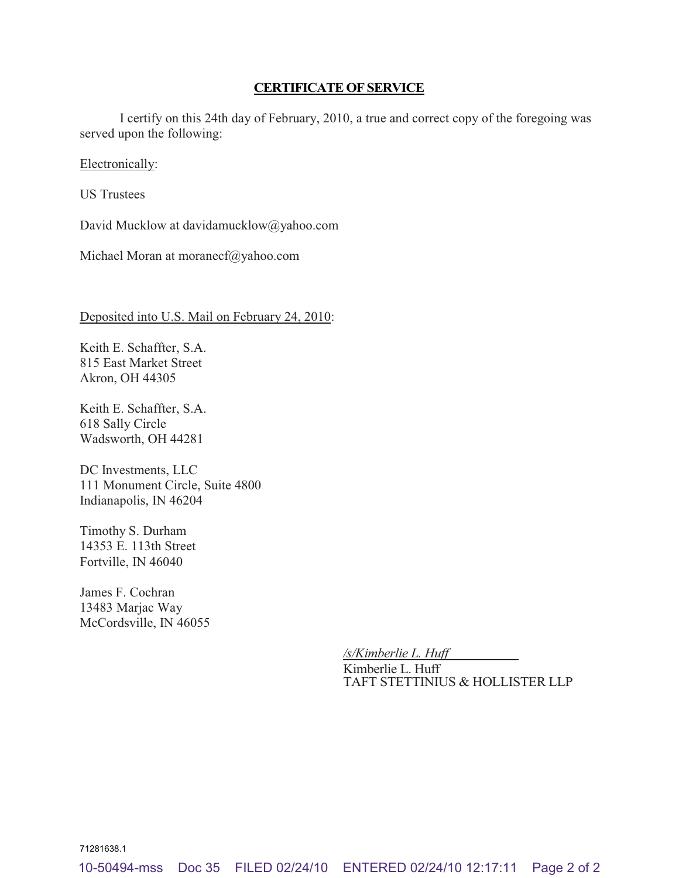## CERTIFICATE OF SERVICE

I certify on this 24th day of February, 2010, a true and correct copy of the foregoing was served upon the following:

Electronically:

US Trustees

David Mucklow at davidamucklow@yahoo.com

Michael Moran at moranecf@yahoo.com

Deposited into U.S. Mail on February 24, 2010:

Keith E. Schaffter, S.A.
815 East Market Street
Akron, OH 44305

Keith E. Schaffter, S.A.
618 Sally Circle
Wadsworth, OH 44281

DC Investments, LLC
111 Monument Circle, Suite 4800
Indianapolis, IN 46204

Timothy S. Durham
14353 E. 113th Street
Fortville, IN 46040

James F. Cochran
13483 Marjac Way
McCordsville, IN 46055

*/s/Kimberlie L. Huff*
Kimberlie L. Huff
TAFT STETTINIUS & HOLLISTER LLP

71281638.1

10-50494-mss Doc 35 FILED 02/24/10 ENTERED 02/24/10 12:17:11